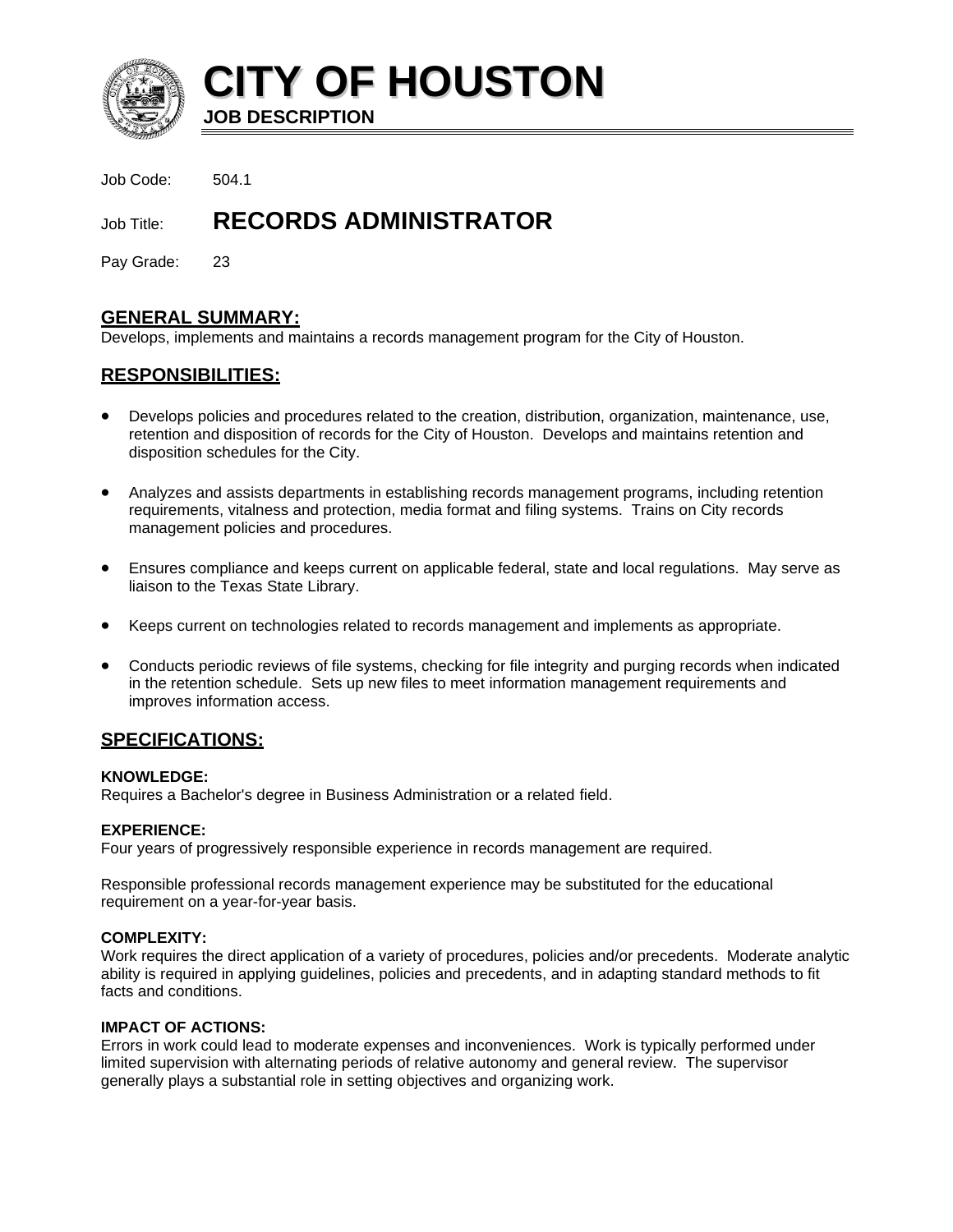# CITY OF HOUSTON

**JOB DESCRIPTION**

Job Code: 504.1

Job Title: **RECORDS ADMINISTRATOR**

Pay Grade: 23

## GENERAL SUMMARY:

Develops, implements and maintains a records management program for the City of Houston.

## RESPONSIBILITIES:

- Develops policies and procedures related to the creation, distribution, organization, maintenance, use, retention and disposition of records for the City of Houston. Develops and maintains retention and disposition schedules for the City.
- Analyzes and assists departments in establishing records management programs, including retention requirements, vitalness and protection, media format and filing systems. Trains on City records management policies and procedures.
- Ensures compliance and keeps current on applicable federal, state and local regulations. May serve as liaison to the Texas State Library.
- Keeps current on technologies related to records management and implements as appropriate.
- Conducts periodic reviews of file systems, checking for file integrity and purging records when indicated in the retention schedule. Sets up new files to meet information management requirements and improves information access.

## SPECIFICATIONS:

**KNOWLEDGE:**

Requires a Bachelor's degree in Business Administration or a related field.

**EXPERIENCE:**

Four years of progressively responsible experience in records management are required.

Responsible professional records management experience may be substituted for the educational requirement on a year-for-year basis.

**COMPLEXITY:**

Work requires the direct application of a variety of procedures, policies and/or precedents. Moderate analytic ability is required in applying guidelines, policies and precedents, and in adapting standard methods to fit facts and conditions.

**IMPACT OF ACTIONS:**

Errors in work could lead to moderate expenses and inconveniences. Work is typically performed under limited supervision with alternating periods of relative autonomy and general review. The supervisor generally plays a substantial role in setting objectives and organizing work.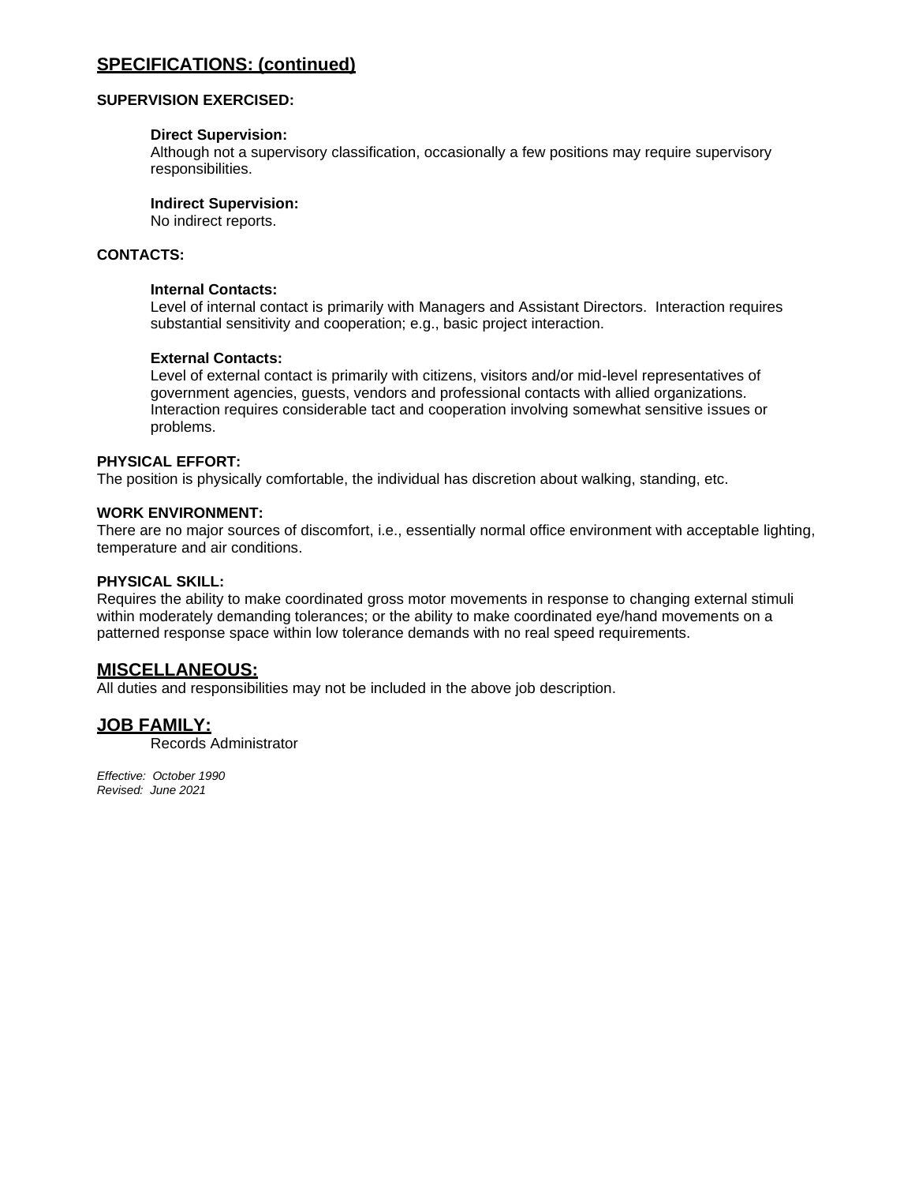## SPECIFICATIONS: (continued)

**SUPERVISION EXERCISED:**

**Direct Supervision:**
Although not a supervisory classification, occasionally a few positions may require supervisory responsibilities.

**Indirect Supervision:**
No indirect reports.

**CONTACTS:**

**Internal Contacts:**
Level of internal contact is primarily with Managers and Assistant Directors. Interaction requires substantial sensitivity and cooperation; e.g., basic project interaction.

**External Contacts:**
Level of external contact is primarily with citizens, visitors and/or mid-level representatives of government agencies, guests, vendors and professional contacts with allied organizations. Interaction requires considerable tact and cooperation involving somewhat sensitive issues or problems.

**PHYSICAL EFFORT:**
The position is physically comfortable, the individual has discretion about walking, standing, etc.

**WORK ENVIRONMENT:**
There are no major sources of discomfort, i.e., essentially normal office environment with acceptable lighting, temperature and air conditions.

**PHYSICAL SKILL:**
Requires the ability to make coordinated gross motor movements in response to changing external stimuli within moderately demanding tolerances; or the ability to make coordinated eye/hand movements on a patterned response space within low tolerance demands with no real speed requirements.

## MISCELLANEOUS:

All duties and responsibilities may not be included in the above job description.

## JOB FAMILY:

Records Administrator

*Effective: October 1990*
*Revised: June 2021*